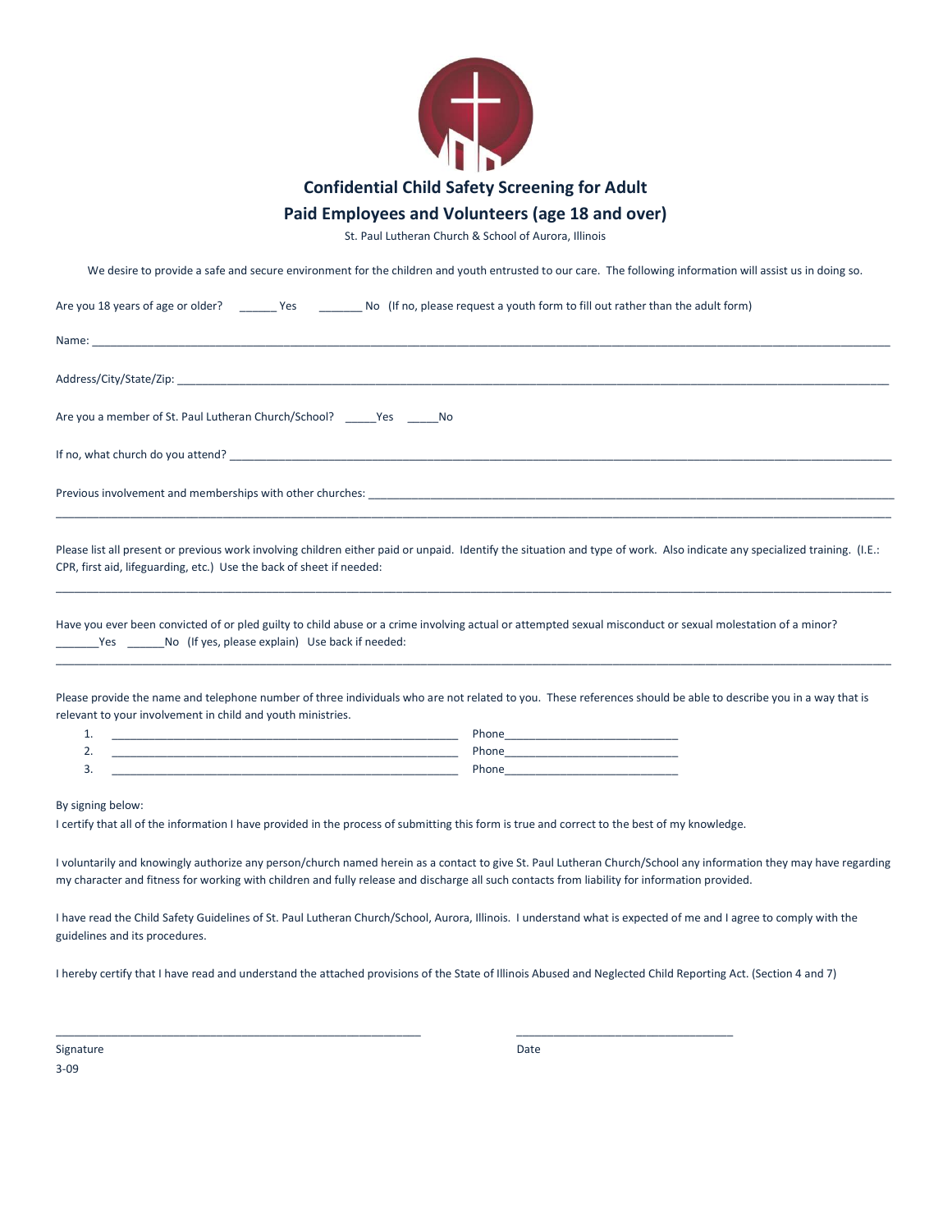# Confidential Child Safety Screening for Adult
# Paid Employees and Volunteers (age 18 and over)

St. Paul Lutheran Church & School of Aurora, Illinois

We desire to provide a safe and secure environment for the children and youth entrusted to our care. The following information will assist us in doing so.

Are you 18 years of age or older? ______ Yes _______ No (If no, please request a youth form to fill out rather than the adult form)

Name: ____________________________________________________________________________________________

Address/City/State/Zip: ____________________________________________________________________________________

Are you a member of St. Paul Lutheran Church/School? _____Yes _____No

If no, what church do you attend? ___________________________________________________________________________

Previous involvement and memberships with other churches: __________________________________________________________

____________________________________________________________________________________________________

Please list all present or previous work involving children either paid or unpaid. Identify the situation and type of work. Also indicate any specialized training. (I.E.: CPR, first aid, lifeguarding, etc.) Use the back of sheet if needed:

____________________________________________________________________________________________________

Have you ever been convicted of or pled guilty to child abuse or a crime involving actual or attempted sexual misconduct or sexual molestation of a minor? _______Yes ______No (If yes, please explain) Use back if needed:

____________________________________________________________________________________________________

Please provide the name and telephone number of three individuals who are not related to you. These references should be able to describe you in a way that is relevant to your involvement in child and youth ministries.

1. ________________________________________________ Phone___________________________
2. ________________________________________________ Phone___________________________
3. ________________________________________________ Phone___________________________

By signing below:

I certify that all of the information I have provided in the process of submitting this form is true and correct to the best of my knowledge.

I voluntarily and knowingly authorize any person/church named herein as a contact to give St. Paul Lutheran Church/School any information they may have regarding my character and fitness for working with children and fully release and discharge all such contacts from liability for information provided.

I have read the Child Safety Guidelines of St. Paul Lutheran Church/School, Aurora, Illinois. I understand what is expected of me and I agree to comply with the guidelines and its procedures.

I hereby certify that I have read and understand the attached provisions of the State of Illinois Abused and Neglected Child Reporting Act. (Section 4 and 7)

_____________________________________________ ___________________________________

Signature Date

3-09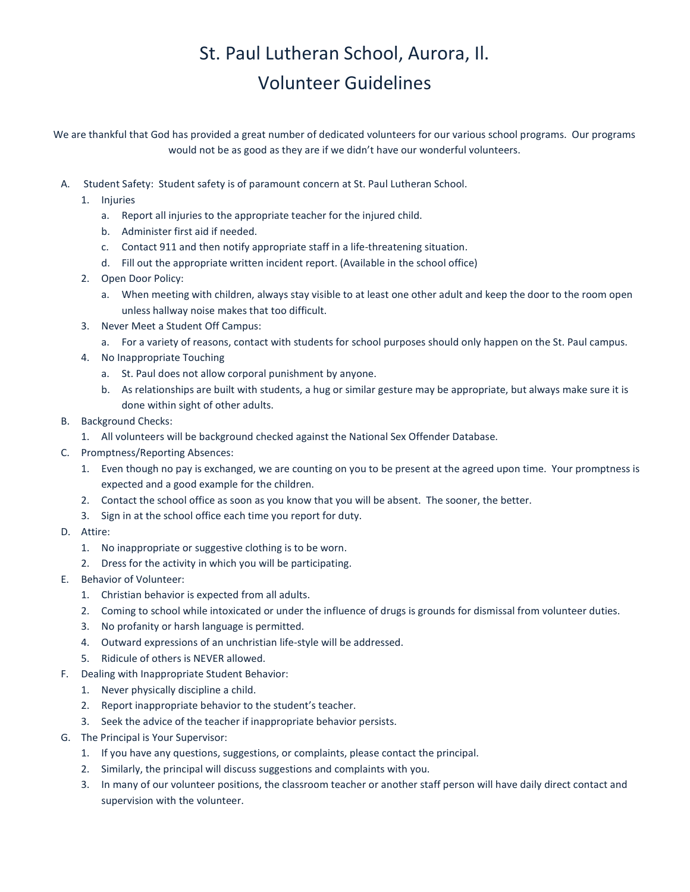# St. Paul Lutheran School, Aurora, Il.
# Volunteer Guidelines

We are thankful that God has provided a great number of dedicated volunteers for our various school programs. Our programs would not be as good as they are if we didn't have our wonderful volunteers.

A. Student Safety: Student safety is of paramount concern at St. Paul Lutheran School.
   1. Injuries
      a. Report all injuries to the appropriate teacher for the injured child.
      b. Administer first aid if needed.
      c. Contact 911 and then notify appropriate staff in a life-threatening situation.
      d. Fill out the appropriate written incident report. (Available in the school office)
   2. Open Door Policy:
      a. When meeting with children, always stay visible to at least one other adult and keep the door to the room open unless hallway noise makes that too difficult.
   3. Never Meet a Student Off Campus:
      a. For a variety of reasons, contact with students for school purposes should only happen on the St. Paul campus.
   4. No Inappropriate Touching
      a. St. Paul does not allow corporal punishment by anyone.
      b. As relationships are built with students, a hug or similar gesture may be appropriate, but always make sure it is done within sight of other adults.

B. Background Checks:
   1. All volunteers will be background checked against the National Sex Offender Database.

C. Promptness/Reporting Absences:
   1. Even though no pay is exchanged, we are counting on you to be present at the agreed upon time. Your promptness is expected and a good example for the children.
   2. Contact the school office as soon as you know that you will be absent. The sooner, the better.
   3. Sign in at the school office each time you report for duty.

D. Attire:
   1. No inappropriate or suggestive clothing is to be worn.
   2. Dress for the activity in which you will be participating.

E. Behavior of Volunteer:
   1. Christian behavior is expected from all adults.
   2. Coming to school while intoxicated or under the influence of drugs is grounds for dismissal from volunteer duties.
   3. No profanity or harsh language is permitted.
   4. Outward expressions of an unchristian life-style will be addressed.
   5. Ridicule of others is NEVER allowed.

F. Dealing with Inappropriate Student Behavior:
   1. Never physically discipline a child.
   2. Report inappropriate behavior to the student's teacher.
   3. Seek the advice of the teacher if inappropriate behavior persists.

G. The Principal is Your Supervisor:
   1. If you have any questions, suggestions, or complaints, please contact the principal.
   2. Similarly, the principal will discuss suggestions and complaints with you.
   3. In many of our volunteer positions, the classroom teacher or another staff person will have daily direct contact and supervision with the volunteer.